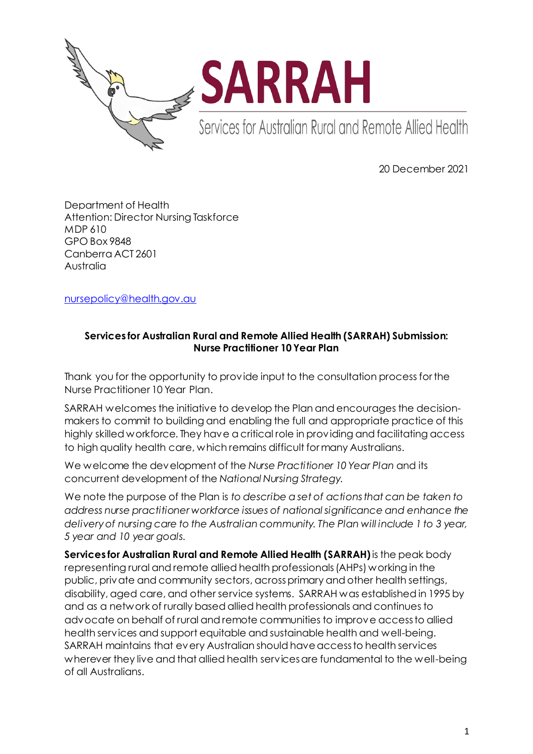# SARRAH

Services for Australian Rural and Remote Allied Health

20 December 2021

Department of Health
Attention: Director Nursing Taskforce
MDP 610
GPO Box 9848
Canberra ACT 2601
Australia

nursepolicy@health.gov.au

**Services for Australian Rural and Remote Allied Health (SARRAH) Submission: Nurse Practitioner 10 Year Plan**

Thank you for the opportunity to provide input to the consultation process for the Nurse Practitioner 10 Year Plan.

SARRAH welcomes the initiative to develop the Plan and encourages the decision-makers to commit to building and enabling the full and appropriate practice of this highly skilled workforce. They have a critical role in providing and facilitating access to high quality health care, which remains difficult for many Australians.

We welcome the development of the *Nurse Practitioner 10 Year Plan* and its concurrent development of the *National Nursing Strategy*.

We note the purpose of the Plan is *to describe a set of actions that can be taken to address nurse practitioner workforce issues of national significance and enhance the delivery of nursing care to the Australian community. The Plan will include 1 to 3 year, 5 year and 10 year goals.*

**Services for Australian Rural and Remote Allied Health (SARRAH)** is the peak body representing rural and remote allied health professionals (AHPs) working in the public, private and community sectors, across primary and other health settings, disability, aged care, and other service systems. SARRAH was established in 1995 by and as a network of rurally based allied health professionals and continues to advocate on behalf of rural and remote communities to improve access to allied health services and support equitable and sustainable health and well-being. SARRAH maintains that every Australian should have access to health services wherever they live and that allied health services are fundamental to the well-being of all Australians.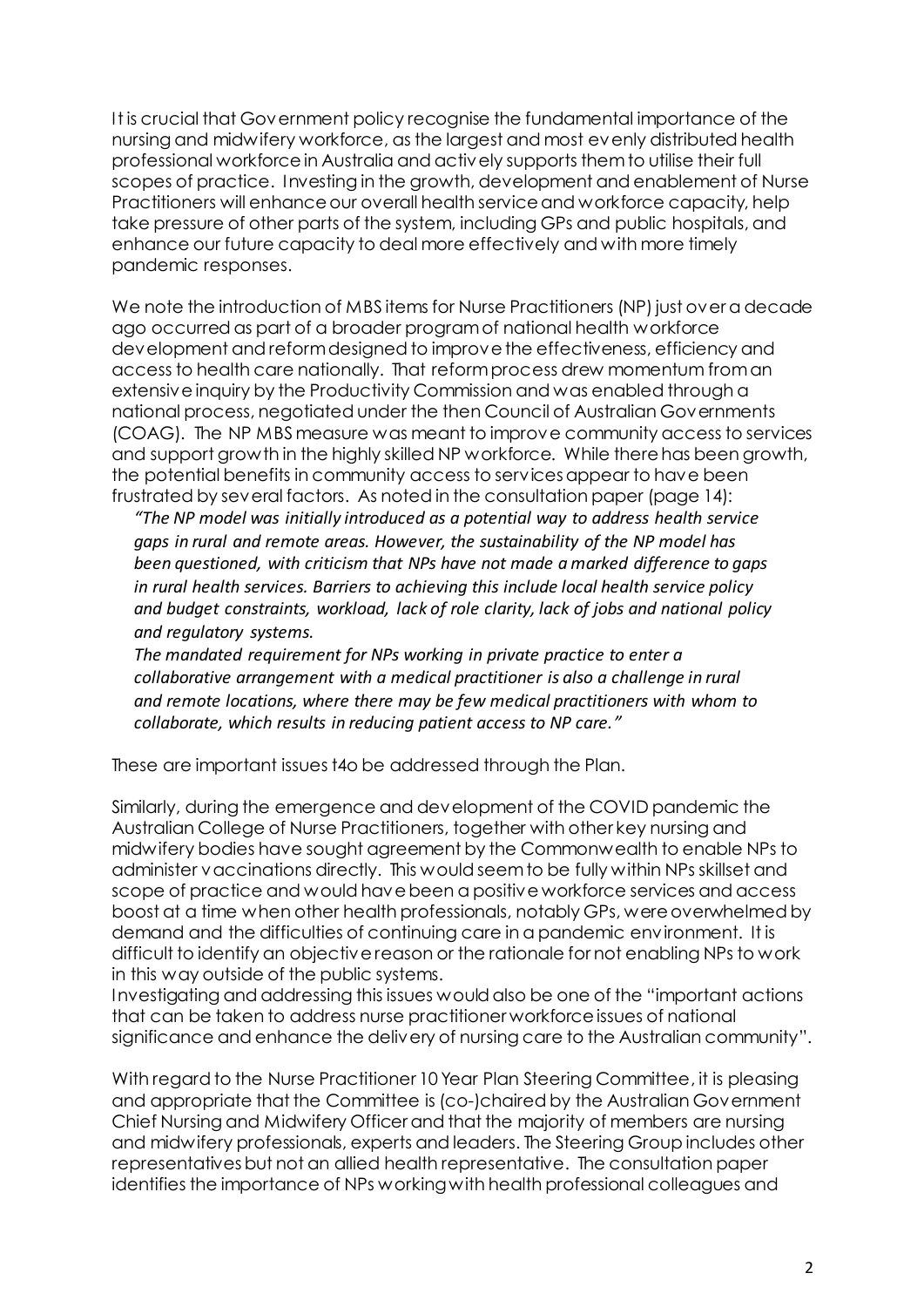It is crucial that Government policy recognise the fundamental importance of the nursing and midwifery workforce, as the largest and most evenly distributed health professional workforce in Australia and actively supports them to utilise their full scopes of practice. Investing in the growth, development and enablement of Nurse Practitioners will enhance our overall health service and workforce capacity, help take pressure of other parts of the system, including GPs and public hospitals, and enhance our future capacity to deal more effectively and with more timely pandemic responses.

We note the introduction of MBS items for Nurse Practitioners (NP) just over a decade ago occurred as part of a broader program of national health workforce development and reform designed to improve the effectiveness, efficiency and access to health care nationally. That reform process drew momentum from an extensive inquiry by the Productivity Commission and was enabled through a national process, negotiated under the then Council of Australian Governments (COAG). The NP MBS measure was meant to improve community access to services and support growth in the highly skilled NP workforce. While there has been growth, the potential benefits in community access to services appear to have been frustrated by several factors. As noted in the consultation paper (page 14):

> *"The NP model was initially introduced as a potential way to address health service gaps in rural and remote areas. However, the sustainability of the NP model has been questioned, with criticism that NPs have not made a marked difference to gaps in rural health services. Barriers to achieving this include local health service policy and budget constraints, workload, lack of role clarity, lack of jobs and national policy and regulatory systems.*
>
> *The mandated requirement for NPs working in private practice to enter a collaborative arrangement with a medical practitioner is also a challenge in rural and remote locations, where there may be few medical practitioners with whom to collaborate, which results in reducing patient access to NP care."*

These are important issues t4o be addressed through the Plan.

Similarly, during the emergence and development of the COVID pandemic the Australian College of Nurse Practitioners, together with other key nursing and midwifery bodies have sought agreement by the Commonwealth to enable NPs to administer vaccinations directly. This would seem to be fully within NPs skillset and scope of practice and would have been a positive workforce services and access boost at a time when other health professionals, notably GPs, were overwhelmed by demand and the difficulties of continuing care in a pandemic environment. It is difficult to identify an objective reason or the rationale for not enabling NPs to work in this way outside of the public systems.
Investigating and addressing this issues would also be one of the "important actions that can be taken to address nurse practitioner workforce issues of national significance and enhance the delivery of nursing care to the Australian community".

With regard to the Nurse Practitioner 10 Year Plan Steering Committee, it is pleasing and appropriate that the Committee is (co-)chaired by the Australian Government Chief Nursing and Midwifery Officer and that the majority of members are nursing and midwifery professionals, experts and leaders. The Steering Group includes other representatives but not an allied health representative. The consultation paper identifies the importance of NPs working with health professional colleagues and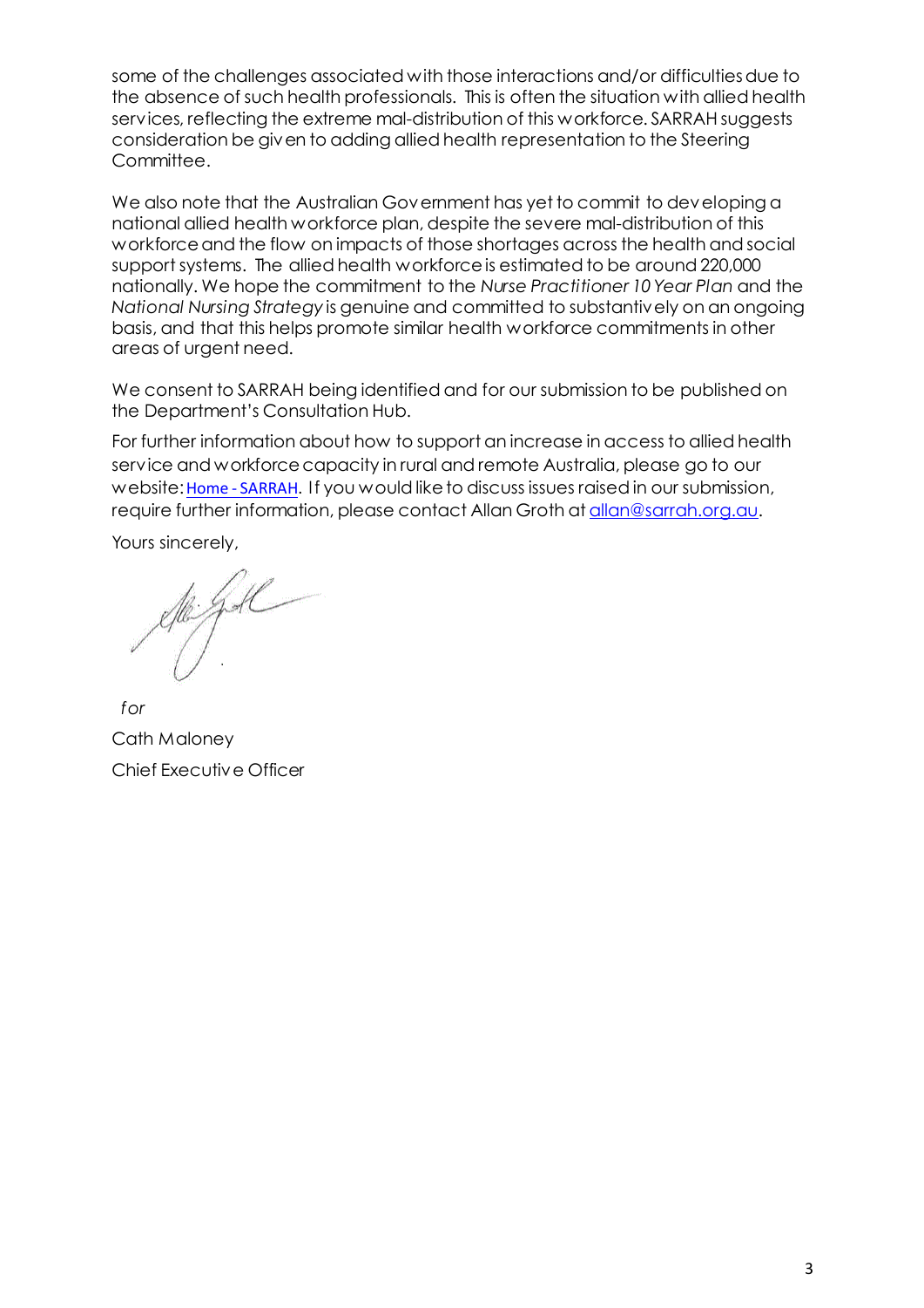some of the challenges associated with those interactions and/or difficulties due to the absence of such health professionals. This is often the situation with allied health services, reflecting the extreme mal-distribution of this workforce. SARRAH suggests consideration be given to adding allied health representation to the Steering Committee.

We also note that the Australian Government has yet to commit to developing a national allied health workforce plan, despite the severe mal-distribution of this workforce and the flow on impacts of those shortages across the health and social support systems. The allied health workforce is estimated to be around 220,000 nationally. We hope the commitment to the *Nurse Practitioner 10 Year Plan* and the *National Nursing Strategy* is genuine and committed to substantively on an ongoing basis, and that this helps promote similar health workforce commitments in other areas of urgent need.

We consent to SARRAH being identified and for our submission to be published on the Department's Consultation Hub.

For further information about how to support an increase in access to allied health service and workforce capacity in rural and remote Australia, please go to our website: [Home - SARRAH](). If you would like to discuss issues raised in our submission, require further information, please contact Allan Groth at [allan@sarrah.org.au](mailto:allan@sarrah.org.au).

Yours sincerely,

*for*

Cath Maloney

Chief Executive Officer